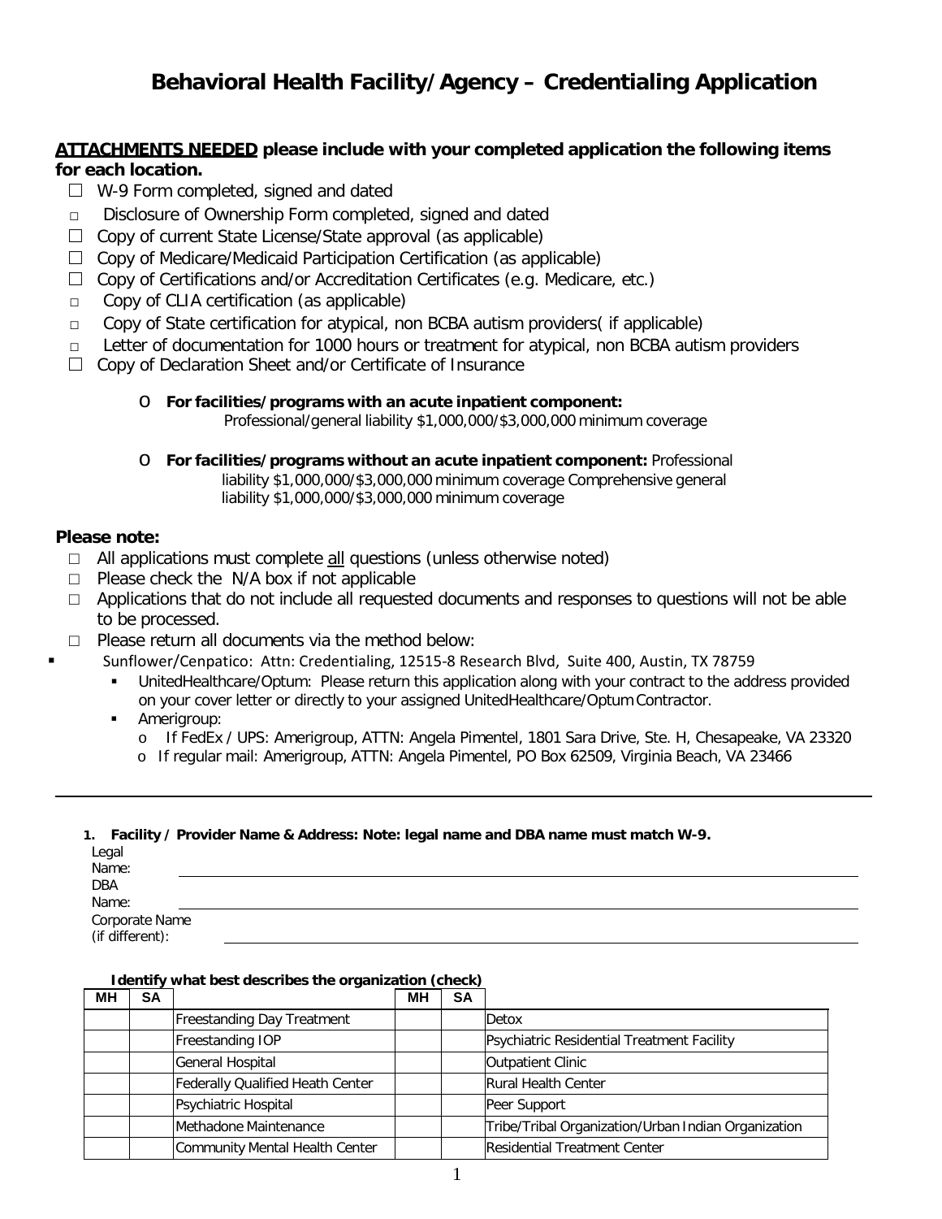# Behavioral Health Facility/Agency – Credentialing Application

**<u>ATTACHMENTS NEEDED</u> please include with your completed application the following items for each location.**

- ☐ W-9 Form completed, signed and dated
- ☐ Disclosure of Ownership Form completed, signed and dated
- ☐ Copy of current State License/State approval (as applicable)
- ☐ Copy of Medicare/Medicaid Participation Certification (as applicable)
- ☐ Copy of Certifications and/or Accreditation Certificates (e.g. Medicare, etc.)
- ☐ Copy of CLIA certification (as applicable)
- ☐ Copy of State certification for atypical, non BCBA autism providers( if applicable)
- ☐ Letter of documentation for 1000 hours or treatment for atypical, non BCBA autism providers
- ☐ Copy of Declaration Sheet and/or Certificate of Insurance
  - **For facilities/programs with an acute inpatient component:** Professional/general liability $1,000,000/$3,000,000 minimum coverage
  - **For facilities/programs without an acute inpatient component:** Professional liability $1,000,000/$3,000,000 minimum coverage Comprehensive general liability $1,000,000/$3,000,000 minimum coverage

**Please note:**

- ☐ All applications must complete <u>all</u> questions (unless otherwise noted)
- ☐ Please check the N/A box if not applicable
- ☐ Applications that do not include all requested documents and responses to questions will not be able to be processed.
- ☐ Please return all documents via the method below:
  - Sunflower/Cenpatico: Attn: Credentialing, 12515-8 Research Blvd, Suite 400, Austin, TX 78759
  - UnitedHealthcare/Optum: Please return this application along with your contract to the address provided on your cover letter or directly to your assigned UnitedHealthcare/Optum Contractor.
  - Amerigroup:
    - If FedEx / UPS: Amerigroup, ATTN: Angela Pimentel, 1801 Sara Drive, Ste. H, Chesapeake, VA 23320
    - If regular mail: Amerigroup, ATTN: Angela Pimentel, PO Box 62509, Virginia Beach, VA 23466

---

**1. Facility / Provider Name & Address: Note: legal name and DBA name must match W-9.**

Legal Name: ______________________________

DBA Name: ______________________________

Corporate Name (if different): ______________________________

**Identify what best describes the organization (check)**

| MH | SA | | MH | SA | |
|---|---|---|---|---|---|
| | | Freestanding Day Treatment | | | Detox |
| | | Freestanding IOP | | | Psychiatric Residential Treatment Facility |
| | | General Hospital | | | Outpatient Clinic |
| | | Federally Qualified Health Center | | | Rural Health Center |
| | | Psychiatric Hospital | | | Peer Support |
| | | Methadone Maintenance | | | Tribe/Tribal Organization/Urban Indian Organization |
| | | Community Mental Health Center | | | Residential Treatment Center |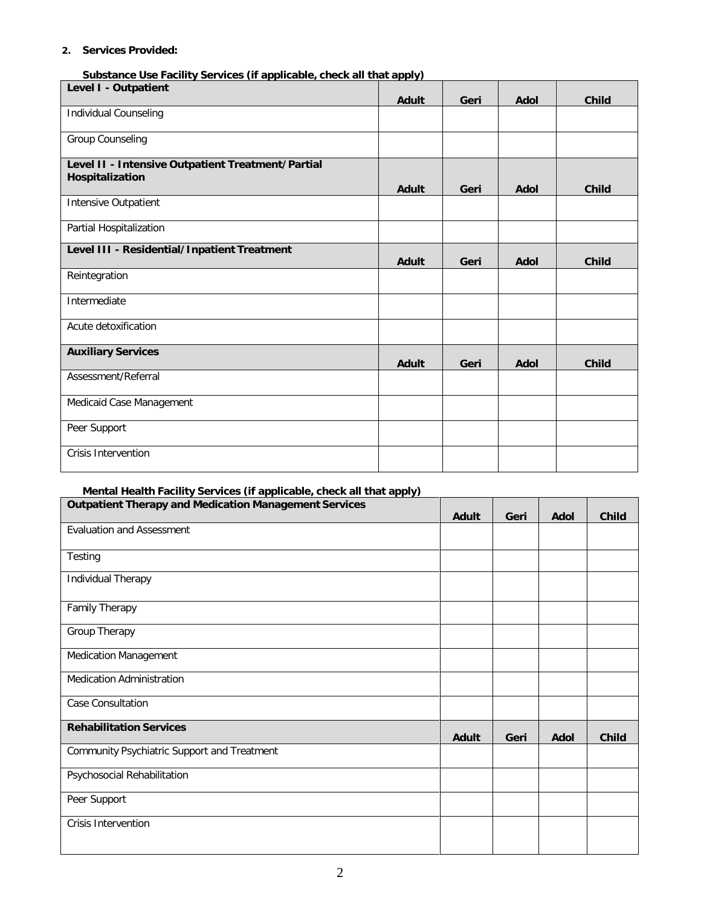2. **Services Provided:**

**Substance Use Facility Services (if applicable, check all that apply)**

| Level I - Outpatient | Adult | Geri | Adol | Child |
|---|---|---|---|---|
| Individual Counseling | | | | |
| Group Counseling | | | | |
| **Level II - Intensive Outpatient Treatment/Partial Hospitalization** | **Adult** | **Geri** | **Adol** | **Child** |
| Intensive Outpatient | | | | |
| Partial Hospitalization | | | | |
| **Level III - Residential/Inpatient Treatment** | **Adult** | **Geri** | **Adol** | **Child** |
| Reintegration | | | | |
| Intermediate | | | | |
| Acute detoxification | | | | |
| **Auxiliary Services** | **Adult** | **Geri** | **Adol** | **Child** |
| Assessment/Referral | | | | |
| Medicaid Case Management | | | | |
| Peer Support | | | | |
| Crisis Intervention | | | | |

**Mental Health Facility Services (if applicable, check all that apply)**

| Outpatient Therapy and Medication Management Services | Adult | Geri | Adol | Child |
|---|---|---|---|---|
| Evaluation and Assessment | | | | |
| Testing | | | | |
| Individual Therapy | | | | |
| Family Therapy | | | | |
| Group Therapy | | | | |
| Medication Management | | | | |
| Medication Administration | | | | |
| Case Consultation | | | | |
| **Rehabilitation Services** | **Adult** | **Geri** | **Adol** | **Child** |
| Community Psychiatric Support and Treatment | | | | |
| Psychosocial Rehabilitation | | | | |
| Peer Support | | | | |
| Crisis Intervention | | | | |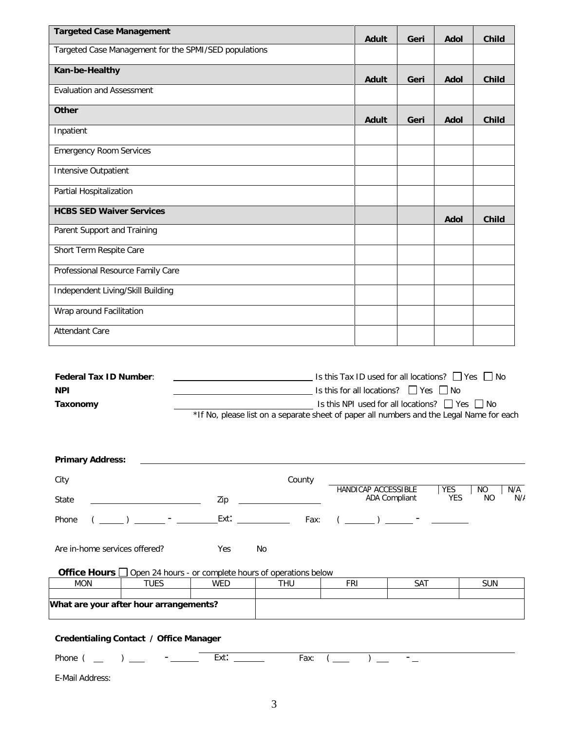| Targeted Case Management | Adult | Geri | Adol | Child |
|---|---|---|---|---|
| Targeted Case Management for the SPMI/SED populations | | | | |
| **Kan-be-Healthy** | **Adult** | **Geri** | **Adol** | **Child** |
| Evaluation and Assessment | | | | |
| **Other** | **Adult** | **Geri** | **Adol** | **Child** |
| Inpatient | | | | |
| Emergency Room Services | | | | |
| Intensive Outpatient | | | | |
| Partial Hospitalization | | | | |
| **HCBS SED Waiver Services** | | | **Adol** | **Child** |
| Parent Support and Training | | | | |
| Short Term Respite Care | | | | |
| Professional Resource Family Care | | | | |
| Independent Living/Skill Building | | | | |
| Wrap around Facilitation | | | | |
| Attendant Care | | | | |

**Federal Tax ID Number**: ______________________ Is this Tax ID used for all locations? ☐ Yes ☐ No

**NPI** ______________________ Is this for all locations? ☐ Yes ☐ No

**Taxonomy** ______________________ Is this NPI used for all locations? ☐ Yes ☐ No

*If No, please list on a separate sheet of paper all numbers and the Legal Name for each

**Primary Address:** ______________________________________________

City ______________________ County ______________________

| | | | |
|---|---|---|---|
| HANDICAP ACCESSIBLE | YES | NO | N/A |
| ADA Compliant | YES | NO | N/A |

State ______________________ Zip ______________________

Phone ( ______ ) ______ - ________ Ext: ________ Fax: ( ______ ) ______ - ________

Are in-home services offered? Yes No

**Office Hours** ☐ Open 24 hours - or complete hours of operations below

| MON | TUES | WED | THU | FRI | SAT | SUN |
|---|---|---|---|---|---|---|
| | | | | | | |
| **What are your after hour arrangements?** | | | | | | |

**Credentialing Contact / Office Manager** ______________________

Phone ( ____ ) ____ - ______ Ext: ______ Fax: ( ____ ) ____ - ____

E-Mail Address: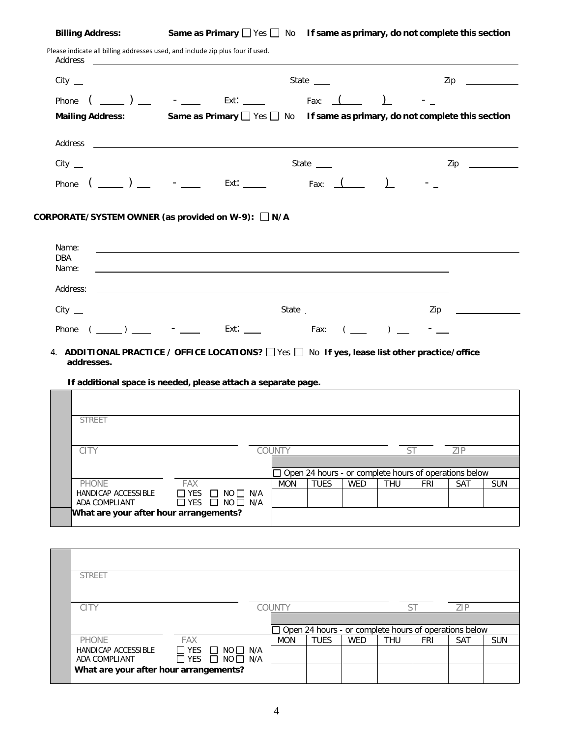**Billing Address:** **Same as Primary** ☐ Yes ☐ No **If same as primary, do not complete this section**

Please indicate all billing addresses used, and include zip plus four if used.

Address \_\_\_\_\_\_\_\_\_\_\_\_\_\_\_\_\_\_\_\_\_\_\_\_\_\_\_\_\_\_\_\_\_\_\_\_\_\_\_\_

City \_\_ State \_\_\_ Zip \_\_\_\_\_\_\_\_

Phone ( \_\_\_\_ ) \_\_ - \_\_\_ Ext: \_\_\_\_ Fax: ( \_\_\_\_ ) - \_

**Mailing Address:** **Same as Primary** ☐ Yes ☐ No **If same as primary, do not complete this section**

Address \_\_\_\_\_\_\_\_\_\_\_\_\_\_\_\_\_\_\_\_\_\_\_\_\_\_\_\_\_\_\_\_\_\_\_\_\_\_\_\_

City \_\_ State \_\_\_ Zip \_\_\_\_\_\_\_\_

Phone ( \_\_\_\_ ) \_\_ - \_\_\_ Ext: \_\_\_\_ Fax: ( \_\_\_\_ ) - \_

**CORPORATE/SYSTEM OWNER (as provided on W-9):** ☐ **N/A**

Name: \_\_\_\_\_\_\_\_\_\_\_\_\_\_\_\_\_\_\_\_\_\_\_\_\_\_\_\_\_\_\_\_\_\_\_\_\_\_\_\_

DBA Name: \_\_\_\_\_\_\_\_\_\_\_\_\_\_\_\_\_\_\_\_\_\_\_\_\_\_\_\_\_\_\_\_\_\_\_\_\_\_\_\_

Address: \_\_\_\_\_\_\_\_\_\_\_\_\_\_\_\_\_\_\_\_\_\_\_\_\_\_\_\_\_\_\_\_\_\_\_\_\_\_\_\_

City \_\_ State Zip \_\_\_\_\_\_\_\_

Phone ( \_\_\_\_ ) \_\_\_\_ - \_\_\_ Ext: \_\_\_ Fax: ( \_\_\_ ) \_\_ - \_\_

4. **ADDITIONAL PRACTICE / OFFICE LOCATIONS?** ☐ Yes ☐ No **If yes, lease list other practice/office addresses.**

**If additional space is needed, please attach a separate page.**

| STREET | | | | | | | | |
|---|---|---|---|---|---|---|---|---|
| CITY | COUNTY | ST | ZIP | | | | | |
| | ☐ Open 24 hours - or complete hours of operations below | | | | | | | |
| PHONE | FAX | MON | TUES | WED | THU | FRI | SAT | SUN |
| HANDICAP ACCESSIBLE ☐ YES ☐ NO ☐ N/A<br>ADA COMPLIANT ☐ YES ☐ NO ☐ N/A | | | | | | | | |
| **What are your after hour arrangements?** | | | | | | | | |

| STREET | | | | | | | | |
|---|---|---|---|---|---|---|---|---|
| CITY | COUNTY | ST | ZIP | | | | | |
| | ☐ Open 24 hours - or complete hours of operations below | | | | | | | |
| PHONE | FAX | MON | TUES | WED | THU | FRI | SAT | SUN |
| HANDICAP ACCESSIBLE ☐ YES ☐ NO ☐ N/A<br>ADA COMPLIANT ☐ YES ☐ NO ☐ N/A | | | | | | | | |
| **What are your after hour arrangements?** | | | | | | | | |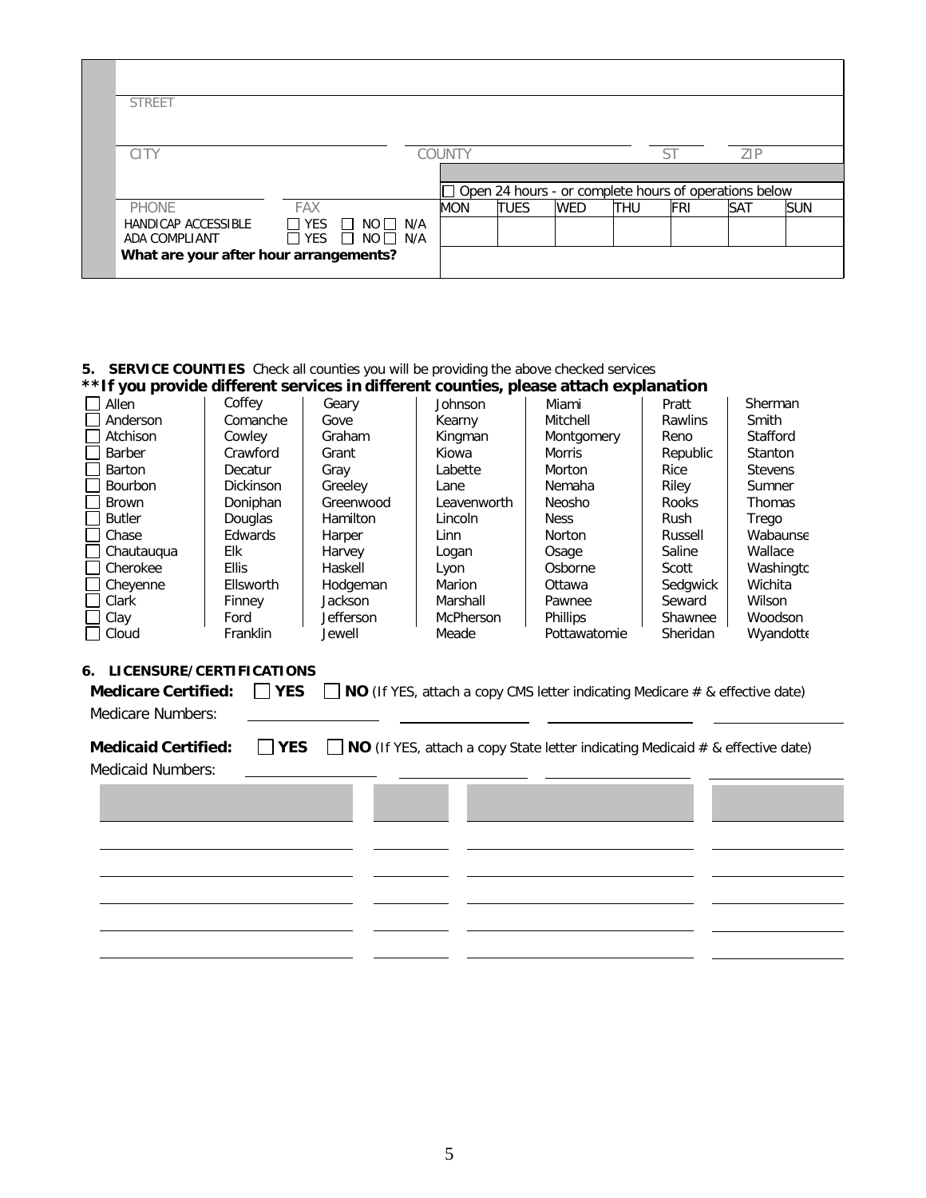| | | | | | | | | |
|---|---|---|---|---|---|---|---|---|
| STREET | | | | | | | | |
| CITY | | COUNTY | | | | ST | ZIP | |
| | | ☐ Open 24 hours - or complete hours of operations below | | | | | | |
| PHONE | FAX | MON | TUES | WED | THU | FRI | SAT | SUN |
| HANDICAP ACCESSIBLE | ☐ YES ☐ NO ☐ N/A | | | | | | | |
| ADA COMPLIANT | ☐ YES ☐ NO ☐ N/A | | | | | | | |
| **What are your after hour arrangements?** | | | | | | | | |

**5. SERVICE COUNTIES** Check all counties you will be providing the above checked services

**\*\*If you provide different services in different counties, please attach explanation**

| | | | | | | |
|---|---|---|---|---|---|---|
| ☐ Allen | Coffey | Geary | Johnson | Miami | Pratt | Sherman |
| ☐ Anderson | Comanche | Gove | Kearny | Mitchell | Rawlins | Smith |
| ☐ Atchison | Cowley | Graham | Kingman | Montgomery | Reno | Stafford |
| ☐ Barber | Crawford | Grant | Kiowa | Morris | Republic | Stanton |
| ☐ Barton | Decatur | Gray | Labette | Morton | Rice | Stevens |
| ☐ Bourbon | Dickinson | Greeley | Lane | Nemaha | Riley | Sumner |
| ☐ Brown | Doniphan | Greenwood | Leavenworth | Neosho | Rooks | Thomas |
| ☐ Butler | Douglas | Hamilton | Lincoln | Ness | Rush | Trego |
| ☐ Chase | Edwards | Harper | Linn | Norton | Russell | Wabaunse |
| ☐ Chautauqua | Elk | Harvey | Logan | Osage | Saline | Wallace |
| ☐ Cherokee | Ellis | Haskell | Lyon | Osborne | Scott | Washingto |
| ☐ Cheyenne | Ellsworth | Hodgeman | Marion | Ottawa | Sedgwick | Wichita |
| ☐ Clark | Finney | Jackson | Marshall | Pawnee | Seward | Wilson |
| ☐ Clay | Ford | Jefferson | McPherson | Phillips | Shawnee | Woodson |
| ☐ Cloud | Franklin | Jewell | Meade | Pottawatomie | Sheridan | Wyandotte |

**6. LICENSURE/CERTIFICATIONS**

**Medicare Certified:** ☐ **YES** ☐ **NO** (If YES, attach a copy CMS letter indicating Medicare # & effective date)

Medicare Numbers: ______________ ______________ ______________ ______________

**Medicaid Certified:** ☐ **YES** ☐ **NO** (If YES, attach a copy State letter indicating Medicaid # & effective date)

Medicaid Numbers: ______________ ______________ ______________ ______________

| | | | |
|---|---|---|---|
| | | | |
| | | | |
| | | | |
| | | | |
| | | | |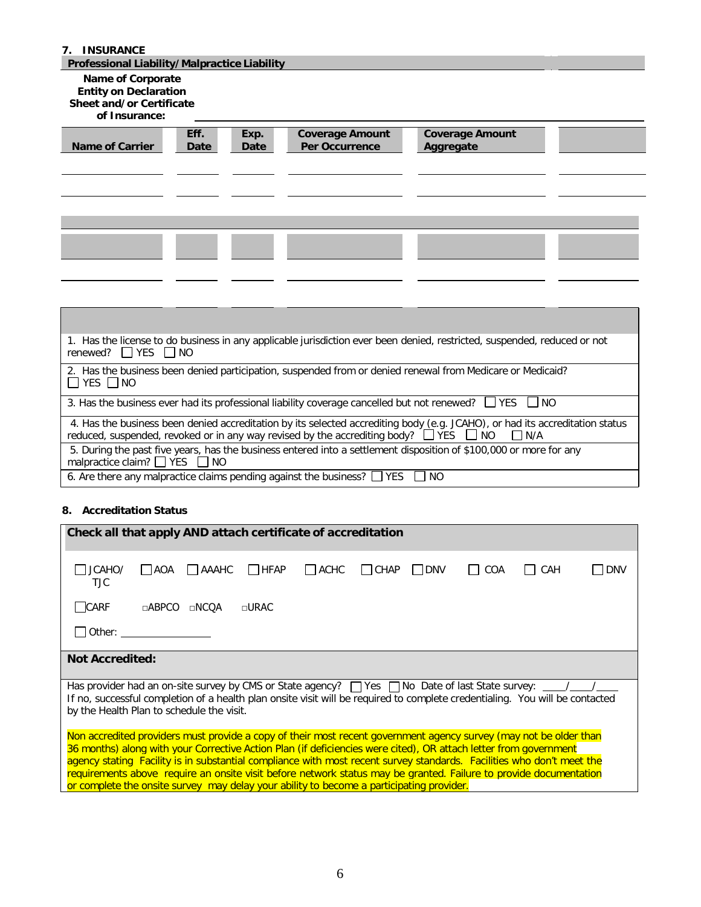## 7. INSURANCE

**Professional Liability/Malpractice Liability**

**Name of Corporate Entity on Declaration Sheet and/or Certificate of Insurance:** ______________________________

| Name of Carrier | Eff. Date | Exp. Date | Coverage Amount Per Occurrence | Coverage Amount Aggregate | |
|---|---|---|---|---|---|
| | | | | | |
| | | | | | |

| | | | | | |
|---|---|---|---|---|---|
| | | | | | |
| | | | | | |

| |
|---|
| 1. Has the license to do business in any applicable jurisdiction ever been denied, restricted, suspended, reduced or not renewed? ☐ YES ☐ NO |
| 2. Has the business been denied participation, suspended from or denied renewal from Medicare or Medicaid? ☐ YES ☐ NO |
| 3. Has the business ever had its professional liability coverage cancelled but not renewed? ☐ YES ☐ NO |
| 4. Has the business been denied accreditation by its selected accrediting body (e.g. JCAHO), or had its accreditation status reduced, suspended, revoked or in any way revised by the accrediting body? ☐ YES ☐ NO ☐ N/A |
| 5. During the past five years, has the business entered into a settlement disposition of $100,000 or more for any malpractice claim? ☐ YES ☐ NO |
| 6. Are there any malpractice claims pending against the business? ☐ YES ☐ NO |

## 8. Accreditation Status

**Check all that apply AND attach certificate of accreditation**

☐ JCAHO/TJC ☐ AOA ☐ AAAHC ☐ HFAP ☐ ACHC ☐ CHAP ☐ DNV ☐ COA ☐ CAH ☐ DNV

☐ CARF ☐ ABPCO ☐ NCQA ☐ URAC

☐ Other: ________________

**Not Accredited:**

Has provider had an on-site survey by CMS or State agency? ☐ Yes ☐ No Date of last State survey: ____/____/____
If no, successful completion of a health plan onsite visit will be required to complete credentialing. You will be contacted by the Health Plan to schedule the visit.

Non accredited providers must provide a copy of their most recent government agency survey (may not be older than 36 months) along with your Corrective Action Plan (if deficiencies were cited), OR attach letter from government agency stating Facility is in substantial compliance with most recent survey standards. Facilities who don't meet the requirements above require an onsite visit before network status may be granted. Failure to provide documentation or complete the onsite survey may delay your ability to become a participating provider.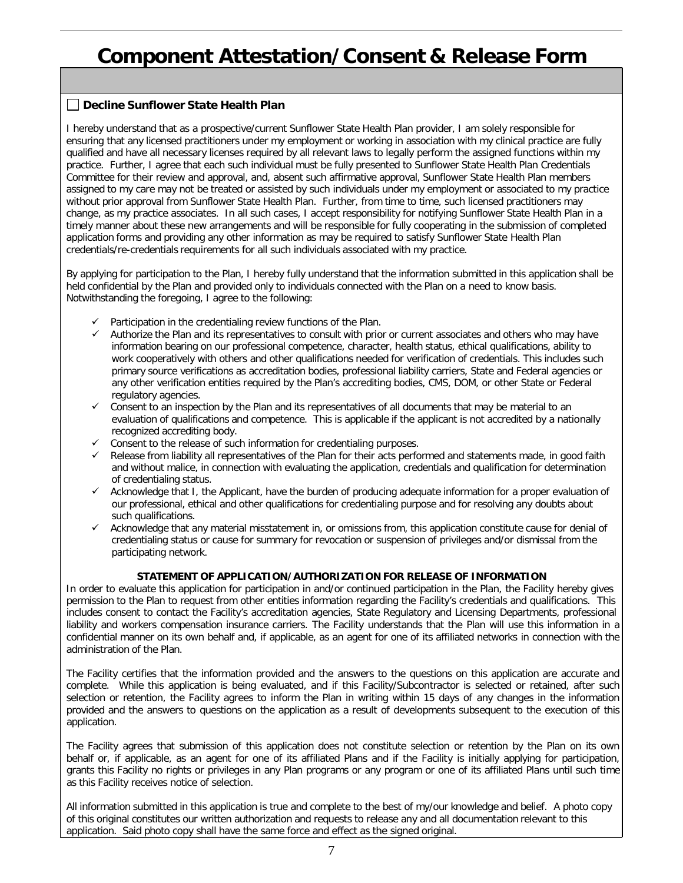# Component Attestation/Consent & Release Form

☐ **Decline Sunflower State Health Plan**

I hereby understand that as a prospective/current Sunflower State Health Plan provider, I am solely responsible for ensuring that any licensed practitioners under my employment or working in association with my clinical practice are fully qualified and have all necessary licenses required by all relevant laws to legally perform the assigned functions within my practice. Further, I agree that each such individual must be fully presented to Sunflower State Health Plan Credentials Committee for their review and approval, and, absent such affirmative approval, Sunflower State Health Plan members assigned to my care may not be treated or assisted by such individuals under my employment or associated to my practice without prior approval from Sunflower State Health Plan. Further, from time to time, such licensed practitioners may change, as my practice associates. In all such cases, I accept responsibility for notifying Sunflower State Health Plan in a timely manner about these new arrangements and will be responsible for fully cooperating in the submission of completed application forms and providing any other information as may be required to satisfy Sunflower State Health Plan credentials/re-credentials requirements for all such individuals associated with my practice.

By applying for participation to the Plan, I hereby fully understand that the information submitted in this application shall be held confidential by the Plan and provided only to individuals connected with the Plan on a need to know basis. Notwithstanding the foregoing, I agree to the following:

- ✓ Participation in the credentialing review functions of the Plan.
- ✓ Authorize the Plan and its representatives to consult with prior or current associates and others who may have information bearing on our professional competence, character, health status, ethical qualifications, ability to work cooperatively with others and other qualifications needed for verification of credentials. This includes such primary source verifications as accreditation bodies, professional liability carriers, State and Federal agencies or any other verification entities required by the Plan's accrediting bodies, CMS, DOM, or other State or Federal regulatory agencies.
- ✓ Consent to an inspection by the Plan and its representatives of all documents that may be material to an evaluation of qualifications and competence. This is applicable if the applicant is not accredited by a nationally recognized accrediting body.
- ✓ Consent to the release of such information for credentialing purposes.
- ✓ Release from liability all representatives of the Plan for their acts performed and statements made, in good faith and without malice, in connection with evaluating the application, credentials and qualification for determination of credentialing status.
- ✓ Acknowledge that I, the Applicant, have the burden of producing adequate information for a proper evaluation of our professional, ethical and other qualifications for credentialing purpose and for resolving any doubts about such qualifications.
- ✓ Acknowledge that any material misstatement in, or omissions from, this application constitute cause for denial of credentialing status or cause for summary for revocation or suspension of privileges and/or dismissal from the participating network.

**STATEMENT OF APPLICATION/AUTHORIZATION FOR RELEASE OF INFORMATION**

In order to evaluate this application for participation in and/or continued participation in the Plan, the Facility hereby gives permission to the Plan to request from other entities information regarding the Facility's credentials and qualifications. This includes consent to contact the Facility's accreditation agencies, State Regulatory and Licensing Departments, professional liability and workers compensation insurance carriers. The Facility understands that the Plan will use this information in a confidential manner on its own behalf and, if applicable, as an agent for one of its affiliated networks in connection with the administration of the Plan.

The Facility certifies that the information provided and the answers to the questions on this application are accurate and complete. While this application is being evaluated, and if this Facility/Subcontractor is selected or retained, after such selection or retention, the Facility agrees to inform the Plan in writing within 15 days of any changes in the information provided and the answers to questions on the application as a result of developments subsequent to the execution of this application.

The Facility agrees that submission of this application does not constitute selection or retention by the Plan on its own behalf or, if applicable, as an agent for one of its affiliated Plans and if the Facility is initially applying for participation, grants this Facility no rights or privileges in any Plan programs or any program or one of its affiliated Plans until such time as this Facility receives notice of selection.

All information submitted in this application is true and complete to the best of my/our knowledge and belief. A photo copy of this original constitutes our written authorization and requests to release any and all documentation relevant to this application. Said photo copy shall have the same force and effect as the signed original.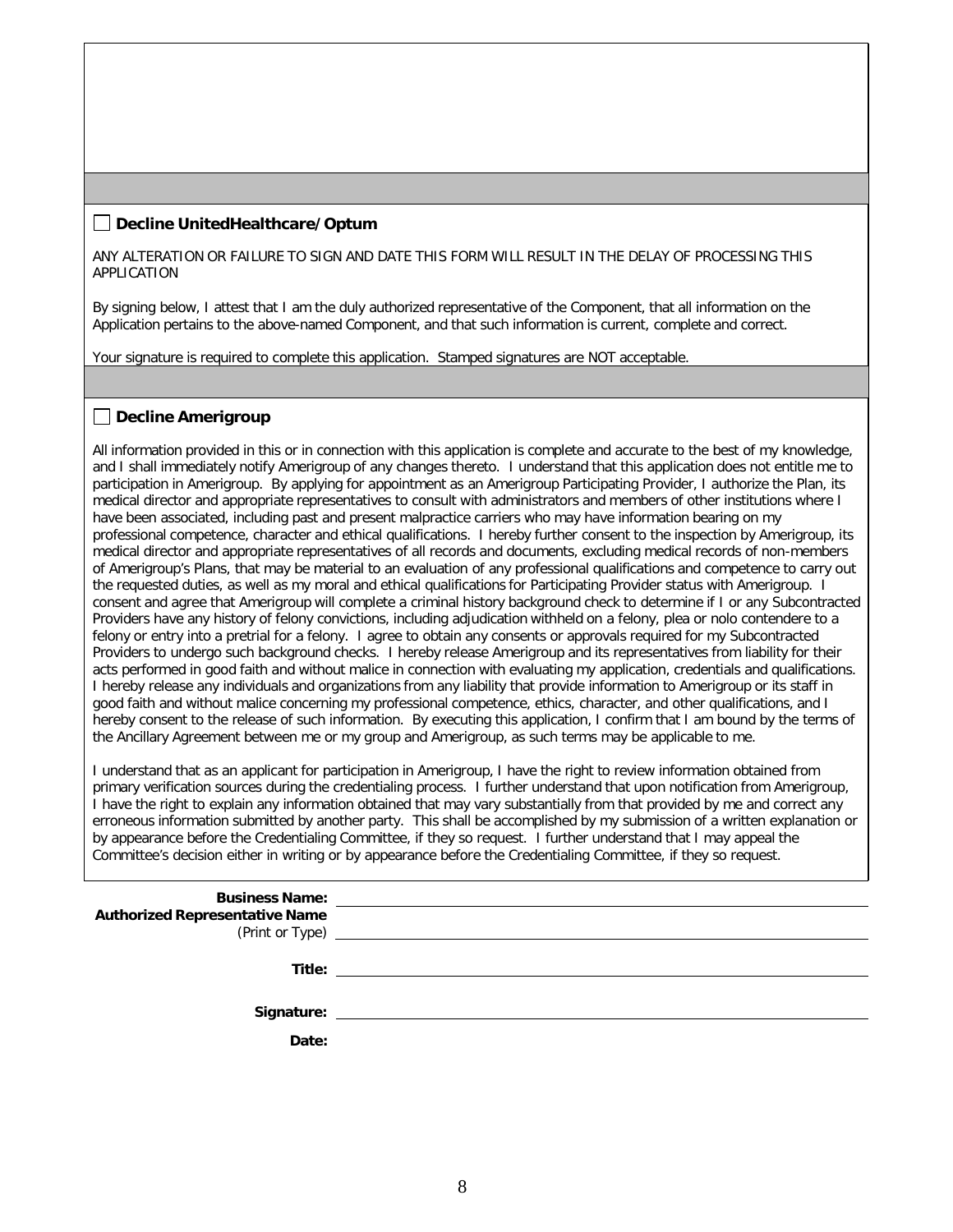☐ **Decline UnitedHealthcare/Optum**

ANY ALTERATION OR FAILURE TO SIGN AND DATE THIS FORM WILL RESULT IN THE DELAY OF PROCESSING THIS APPLICATION

By signing below, I attest that I am the duly authorized representative of the Component, that all information on the Application pertains to the above-named Component, and that such information is current, complete and correct.

Your signature is required to complete this application. Stamped signatures are NOT acceptable.

☐ **Decline Amerigroup**

All information provided in this or in connection with this application is complete and accurate to the best of my knowledge, and I shall immediately notify Amerigroup of any changes thereto. I understand that this application does not entitle me to participation in Amerigroup. By applying for appointment as an Amerigroup Participating Provider, I authorize the Plan, its medical director and appropriate representatives to consult with administrators and members of other institutions where I have been associated, including past and present malpractice carriers who may have information bearing on my professional competence, character and ethical qualifications. I hereby further consent to the inspection by Amerigroup, its medical director and appropriate representatives of all records and documents, excluding medical records of non-members of Amerigroup's Plans, that may be material to an evaluation of any professional qualifications and competence to carry out the requested duties, as well as my moral and ethical qualifications for Participating Provider status with Amerigroup. I consent and agree that Amerigroup will complete a criminal history background check to determine if I or any Subcontracted Providers have any history of felony convictions, including adjudication withheld on a felony, plea or nolo contendere to a felony or entry into a pretrial for a felony. I agree to obtain any consents or approvals required for my Subcontracted Providers to undergo such background checks. I hereby release Amerigroup and its representatives from liability for their acts performed in good faith and without malice in connection with evaluating my application, credentials and qualifications. I hereby release any individuals and organizations from any liability that provide information to Amerigroup or its staff in good faith and without malice concerning my professional competence, ethics, character, and other qualifications, and I hereby consent to the release of such information. By executing this application, I confirm that I am bound by the terms of the Ancillary Agreement between me or my group and Amerigroup, as such terms may be applicable to me.

I understand that as an applicant for participation in Amerigroup, I have the right to review information obtained from primary verification sources during the credentialing process. I further understand that upon notification from Amerigroup, I have the right to explain any information obtained that may vary substantially from that provided by me and correct any erroneous information submitted by another party. This shall be accomplished by my submission of a written explanation or by appearance before the Credentialing Committee, if they so request. I further understand that I may appeal the Committee's decision either in writing or by appearance before the Credentialing Committee, if they so request.

**Business Name:** ______________________________

**Authorized Representative Name** (Print or Type) ______________________________

**Title:** ______________________________

**Signature:** ______________________________

**Date:**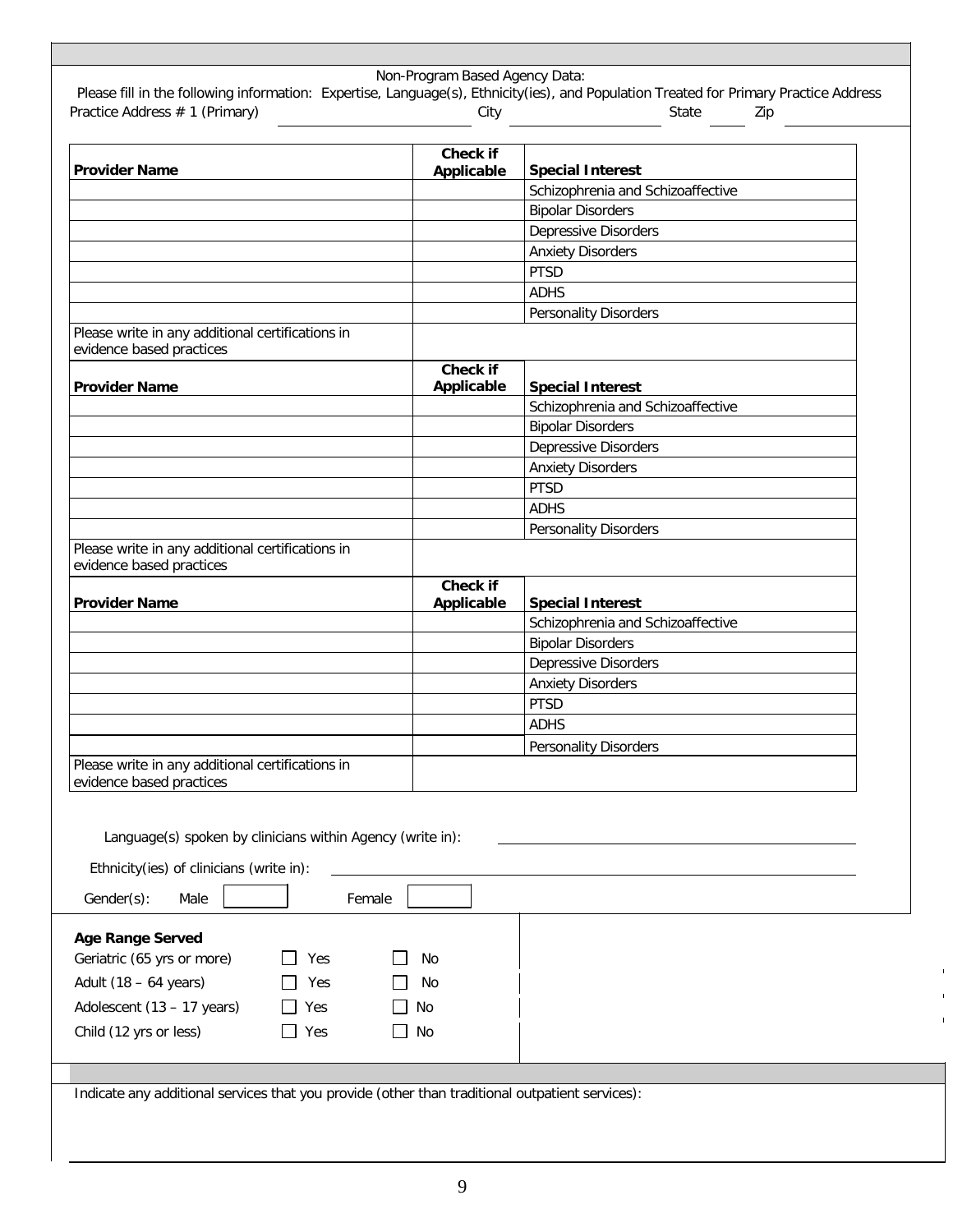Non-Program Based Agency Data:

Please fill in the following information: Expertise, Language(s), Ethnicity(ies), and Population Treated for Primary Practice Address

Practice Address # 1 (Primary) ____________________ City ____________________ State ______ Zip ____________

| Provider Name | Check if Applicable | Special Interest |
|---|---|---|
| | | Schizophrenia and Schizoaffective |
| | | Bipolar Disorders |
| | | Depressive Disorders |
| | | Anxiety Disorders |
| | | PTSD |
| | | ADHS |
| | | Personality Disorders |
| Please write in any additional certifications in evidence based practices | | |

| Provider Name | Check if Applicable | Special Interest |
|---|---|---|
| | | Schizophrenia and Schizoaffective |
| | | Bipolar Disorders |
| | | Depressive Disorders |
| | | Anxiety Disorders |
| | | PTSD |
| | | ADHS |
| | | Personality Disorders |
| Please write in any additional certifications in evidence based practices | | |

| Provider Name | Check if Applicable | Special Interest |
|---|---|---|
| | | Schizophrenia and Schizoaffective |
| | | Bipolar Disorders |
| | | Depressive Disorders |
| | | Anxiety Disorders |
| | | PTSD |
| | | ADHS |
| | | Personality Disorders |
| Please write in any additional certifications in evidence based practices | | |

Language(s) spoken by clinicians within Agency (write in): ____________________

Ethnicity(ies) of clinicians (write in): ____________________

Gender(s): Male [ ] Female [ ]

**Age Range Served**

| | | |
|---|---|---|
| Geriatric (65 yrs or more) | ☐ Yes | ☐ No |
| Adult (18 – 64 years) | ☐ Yes | ☐ No |
| Adolescent (13 – 17 years) | ☐ Yes | ☐ No |
| Child (12 yrs or less) | ☐ Yes | ☐ No |

Indicate any additional services that you provide (other than traditional outpatient services):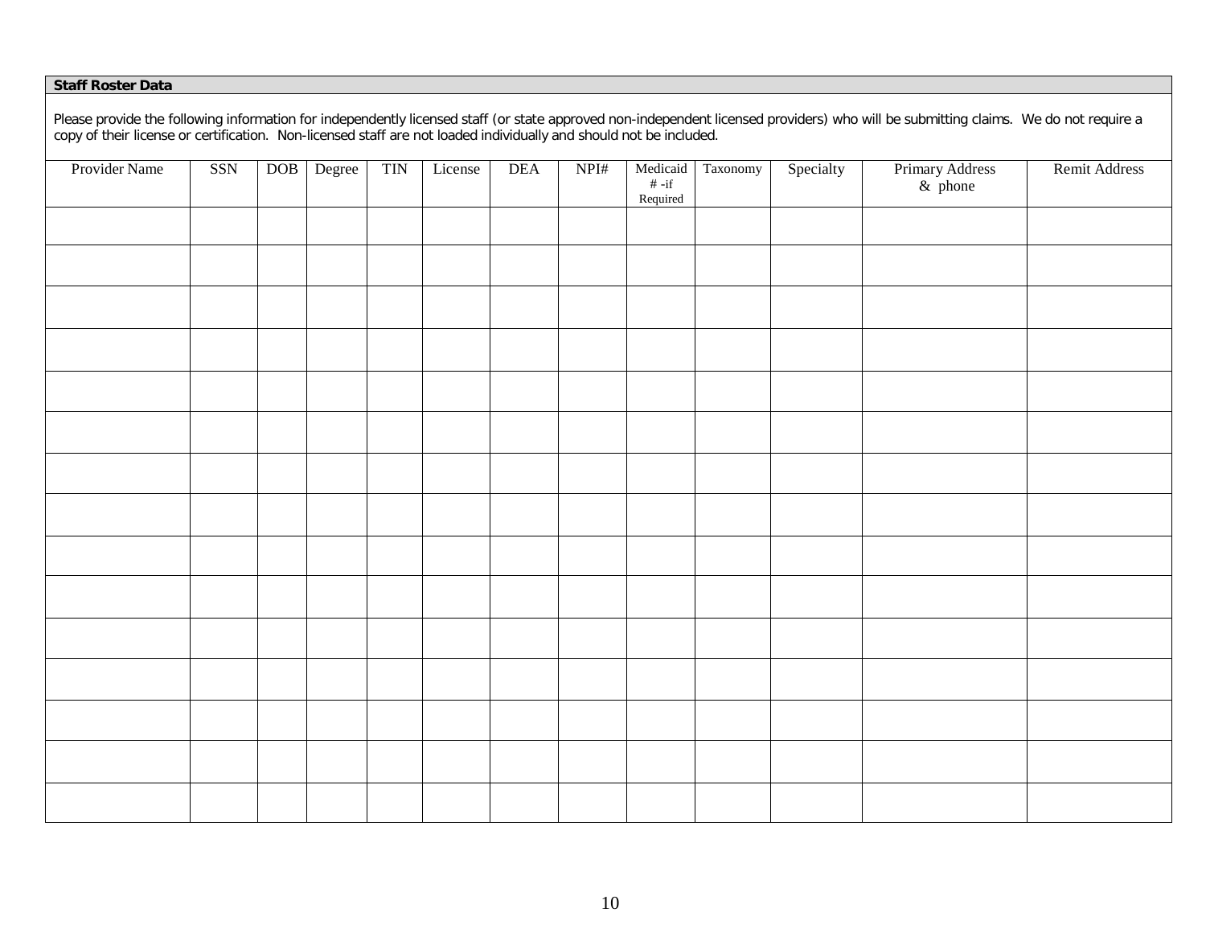**Staff Roster Data**

Please provide the following information for independently licensed staff (or state approved non-independent licensed providers) who will be submitting claims. We do not require a copy of their license or certification. Non-licensed staff are not loaded individually and should not be included.

| Provider Name | SSN | DOB | Degree | TIN | License | DEA | NPI# | Medicaid # -if Required | Taxonomy | Specialty | Primary Address & phone | Remit Address |
|---|---|---|---|---|---|---|---|---|---|---|---|---|
| | | | | | | | | | | | | |
| | | | | | | | | | | | | |
| | | | | | | | | | | | | |
| | | | | | | | | | | | | |
| | | | | | | | | | | | | |
| | | | | | | | | | | | | |
| | | | | | | | | | | | | |
| | | | | | | | | | | | | |
| | | | | | | | | | | | | |
| | | | | | | | | | | | | |
| | | | | | | | | | | | | |
| | | | | | | | | | | | | |
| | | | | | | | | | | | | |
| | | | | | | | | | | | | |
| | | | | | | | | | | | | |